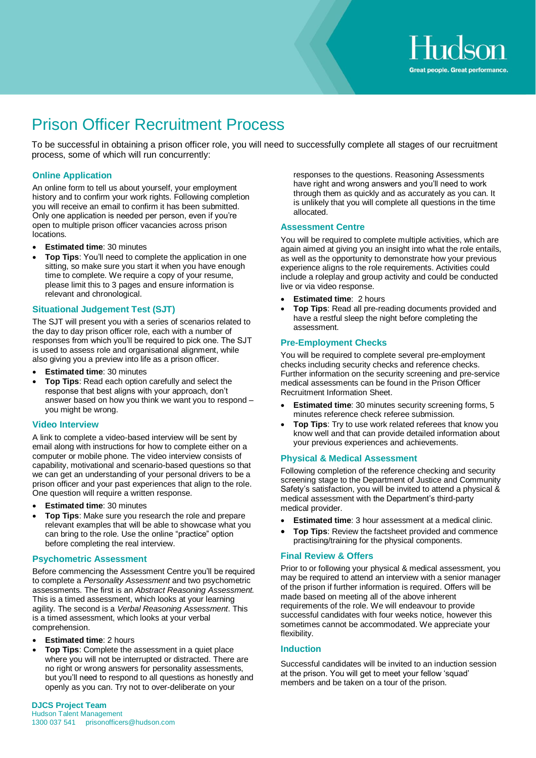Hudson

Great people. Great performance.

# Prison Officer Recruitment Process

To be successful in obtaining a prison officer role, you will need to successfully complete all stages of our recruitment process, some of which will run concurrently:

## Online Application

An online form to tell us about yourself, your employment history and to confirm your work rights. Following completion you will receive an email to confirm it has been submitted. Only one application is needed per person, even if you're open to multiple prison officer vacancies across prison locations.

- **Estimated time**: 30 minutes
- **Top Tips**: You'll need to complete the application in one sitting, so make sure you start it when you have enough time to complete. We require a copy of your resume, please limit this to 3 pages and ensure information is relevant and chronological.

## Situational Judgement Test (SJT)

The SJT will present you with a series of scenarios related to the day to day prison officer role, each with a number of responses from which you'll be required to pick one. The SJT is used to assess role and organisational alignment, while also giving you a preview into life as a prison officer.

- **Estimated time**: 30 minutes
- **Top Tips**: Read each option carefully and select the response that best aligns with your approach, don't answer based on how you think we want you to respond – you might be wrong.

## Video Interview

A link to complete a video-based interview will be sent by email along with instructions for how to complete either on a computer or mobile phone. The video interview consists of capability, motivational and scenario-based questions so that we can get an understanding of your personal drivers to be a prison officer and your past experiences that align to the role. One question will require a written response.

- **Estimated time**: 30 minutes
- **Top Tips**: Make sure you research the role and prepare relevant examples that will be able to showcase what you can bring to the role. Use the online "practice" option before completing the real interview.

## Psychometric Assessment

Before commencing the Assessment Centre you'll be required to complete a *Personality Assessment* and two psychometric assessments. The first is an *Abstract Reasoning Assessment.* This is a timed assessment, which looks at your learning agility. The second is a *Verbal Reasoning Assessment*. This is a timed assessment, which looks at your verbal comprehension.

- **Estimated time**: 2 hours
- **Top Tips**: Complete the assessment in a quiet place where you will not be interrupted or distracted. There are no right or wrong answers for personality assessments, but you'll need to respond to all questions as honestly and openly as you can. Try not to over-deliberate on your responses to the questions. Reasoning Assessments have right and wrong answers and you'll need to work through them as quickly and as accurately as you can. It is unlikely that you will complete all questions in the time allocated.

## Assessment Centre

You will be required to complete multiple activities, which are again aimed at giving you an insight into what the role entails, as well as the opportunity to demonstrate how your previous experience aligns to the role requirements. Activities could include a roleplay and group activity and could be conducted live or via video response.

- **Estimated time**: 2 hours
- **Top Tips**: Read all pre-reading documents provided and have a restful sleep the night before completing the assessment.

## Pre-Employment Checks

You will be required to complete several pre-employment checks including security checks and reference checks. Further information on the security screening and pre-service medical assessments can be found in the Prison Officer Recruitment Information Sheet.

- **Estimated time**: 30 minutes security screening forms, 5 minutes reference check referee submission.
- **Top Tips**: Try to use work related referees that know you know well and that can provide detailed information about your previous experiences and achievements.

## Physical & Medical Assessment

Following completion of the reference checking and security screening stage to the Department of Justice and Community Safety's satisfaction, you will be invited to attend a physical & medical assessment with the Department's third-party medical provider.

- **Estimated time**: 3 hour assessment at a medical clinic.
- **Top Tips**: Review the factsheet provided and commence practising/training for the physical components.

## Final Review & Offers

Prior to or following your physical & medical assessment, you may be required to attend an interview with a senior manager of the prison if further information is required. Offers will be made based on meeting all of the above inherent requirements of the role. We will endeavour to provide successful candidates with four weeks notice, however this sometimes cannot be accommodated. We appreciate your flexibility.

## Induction

Successful candidates will be invited to an induction session at the prison. You will get to meet your fellow 'squad' members and be taken on a tour of the prison.

**DJCS Project Team**
Hudson Talent Management
1300 037 541 prisonofficers@hudson.com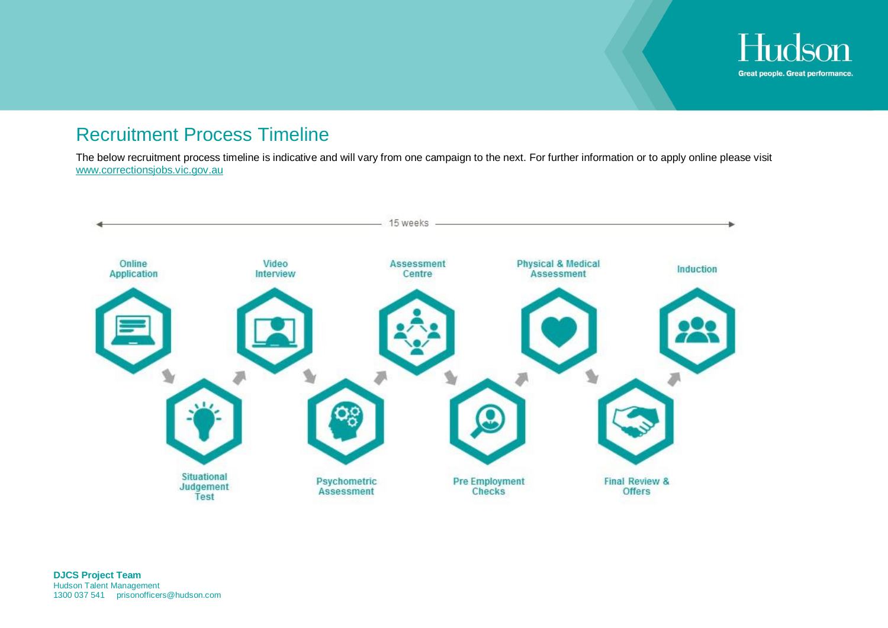# Recruitment Process Timeline

The below recruitment process timeline is indicative and will vary from one campaign to the next. For further information or to apply online please visit [www.correctionsjobs.vic.gov.au](http://www.correctionsjobs.vic.gov.au)

15 weeks

Online Application

Situational Judgement Test

Video Interview

Psychometric Assessment

Assessment Centre

Pre Employment Checks

Physical & Medical Assessment

Final Review & Offers

Induction

**DJCS Project Team**
Hudson Talent Management
1300 037 541 prisonofficers@hudson.com